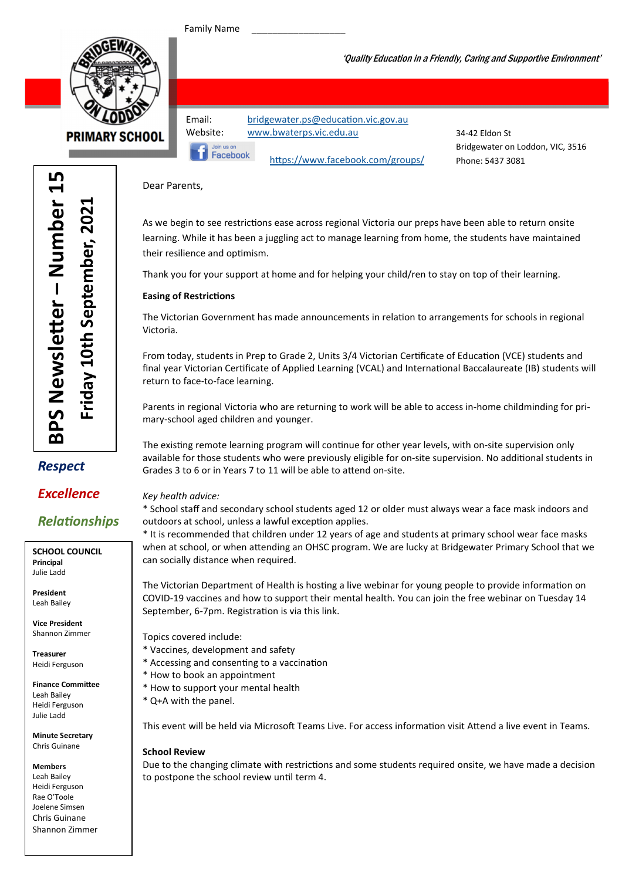Family Name __________________

*'Quality Education in a Friendly, Caring and Supportive Environment'*

PRIMARY SCHOOL

Email: bridgewater.ps@education.vic.gov.au
Website: www.bwaterps.vic.edu.au

Join us on Facebook https://www.facebook.com/groups/

34-42 Eldon St
Bridgewater on Loddon, VIC, 3516
Phone: 5437 3081

# BPS Newsletter – Number 15

## Friday 10th September, 2021

***Respect***

***Excellence***

***Relationships***

**SCHOOL COUNCIL**

**Principal**
Julie Ladd

**President**
Leah Bailey

**Vice President**
Shannon Zimmer

**Treasurer**
Heidi Ferguson

**Finance Committee**
Leah Bailey
Heidi Ferguson
Julie Ladd

**Minute Secretary**
Chris Guinane

**Members**
Leah Bailey
Heidi Ferguson
Rae O'Toole
Joelene Simsen
Chris Guinane
Shannon Zimmer

Dear Parents,

As we begin to see restrictions ease across regional Victoria our preps have been able to return onsite learning. While it has been a juggling act to manage learning from home, the students have maintained their resilience and optimism.

Thank you for your support at home and for helping your child/ren to stay on top of their learning.

**Easing of Restrictions**

The Victorian Government has made announcements in relation to arrangements for schools in regional Victoria.

From today, students in Prep to Grade 2, Units 3/4 Victorian Certificate of Education (VCE) students and final year Victorian Certificate of Applied Learning (VCAL) and International Baccalaureate (IB) students will return to face-to-face learning.

Parents in regional Victoria who are returning to work will be able to access in-home childminding for primary-school aged children and younger.

The existing remote learning program will continue for other year levels, with on-site supervision only available for those students who were previously eligible for on-site supervision. No additional students in Grades 3 to 6 or in Years 7 to 11 will be able to attend on-site.

*Key health advice:*
* School staff and secondary school students aged 12 or older must always wear a face mask indoors and outdoors at school, unless a lawful exception applies.
* It is recommended that children under 12 years of age and students at primary school wear face masks when at school, or when attending an OHSC program. We are lucky at Bridgewater Primary School that we can socially distance when required.

The Victorian Department of Health is hosting a live webinar for young people to provide information on COVID-19 vaccines and how to support their mental health. You can join the free webinar on Tuesday 14 September, 6-7pm. Registration is via this link.

Topics covered include:
* Vaccines, development and safety
* Accessing and consenting to a vaccination
* How to book an appointment
* How to support your mental health
* Q+A with the panel.

This event will be held via Microsoft Teams Live. For access information visit Attend a live event in Teams.

**School Review**
Due to the changing climate with restrictions and some students required onsite, we have made a decision to postpone the school review until term 4.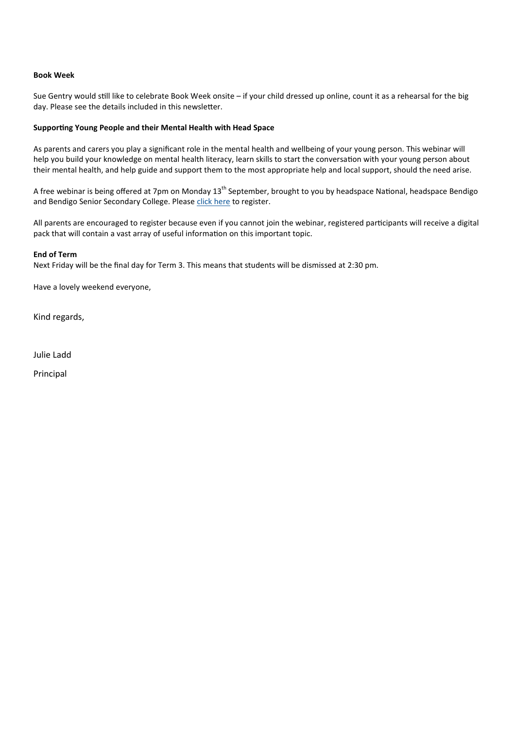**Book Week**

Sue Gentry would still like to celebrate Book Week onsite – if your child dressed up online, count it as a rehearsal for the big day. Please see the details included in this newsletter.

**Supporting Young People and their Mental Health with Head Space**

As parents and carers you play a significant role in the mental health and wellbeing of your young person. This webinar will help you build your knowledge on mental health literacy, learn skills to start the conversation with your young person about their mental health, and help guide and support them to the most appropriate help and local support, should the need arise.

A free webinar is being offered at 7pm on Monday 13th September, brought to you by headspace National, headspace Bendigo and Bendigo Senior Secondary College. Please click here to register.

All parents are encouraged to register because even if you cannot join the webinar, registered participants will receive a digital pack that will contain a vast array of useful information on this important topic.

**End of Term**

Next Friday will be the final day for Term 3. This means that students will be dismissed at 2:30 pm.

Have a lovely weekend everyone,

Kind regards,

Julie Ladd

Principal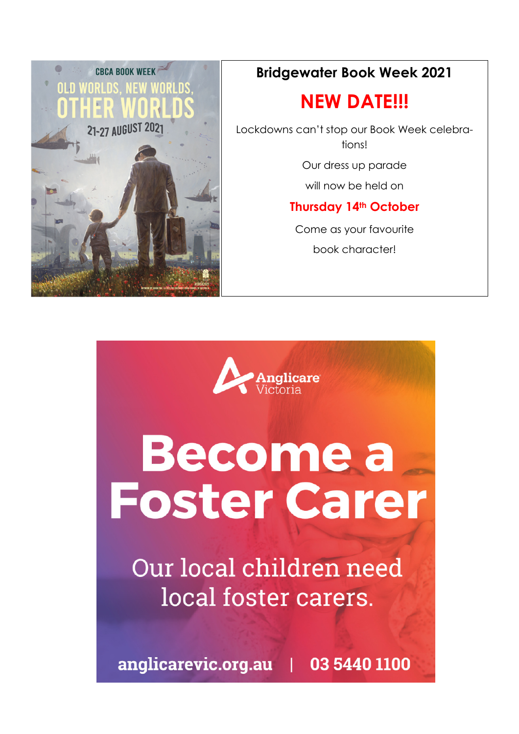CBCA BOOK WEEK

OLD WORLDS, NEW WORLDS, OTHER WORLDS

21-27 AUGUST 2021

## Bridgewater Book Week 2021

## NEW DATE!!!

Lockdowns can't stop our Book Week celebrations!

Our dress up parade

will now be held on

**Thursday 14th October**

Come as your favourite

book character!

Anglicare Victoria

# Become a Foster Carer

Our local children need local foster carers.

anglicarevic.org.au | 03 5440 1100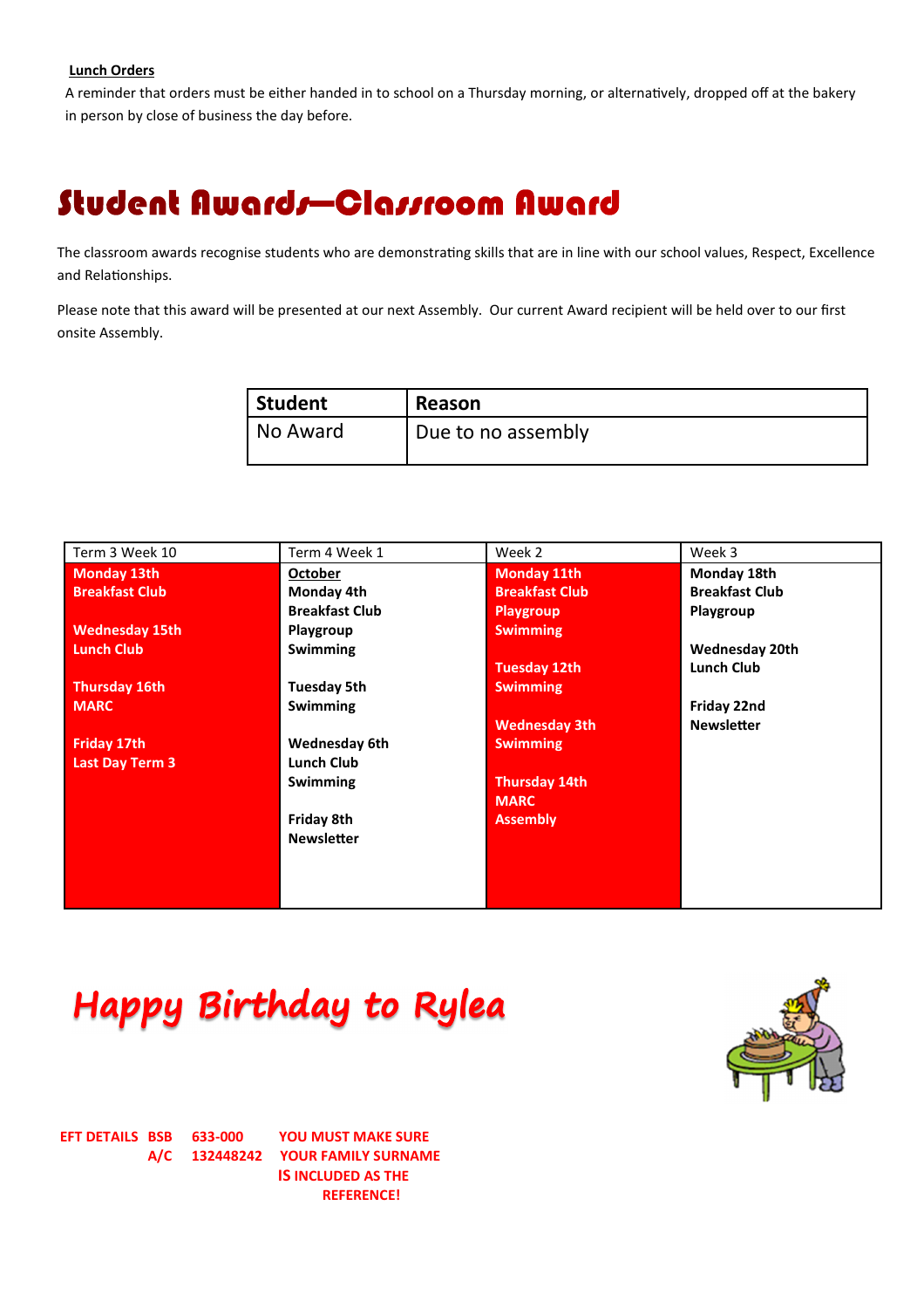**Lunch Orders**

A reminder that orders must be either handed in to school on a Thursday morning, or alternatively, dropped off at the bakery in person by close of business the day before.

# Student Awards—Classroom Award

The classroom awards recognise students who are demonstrating skills that are in line with our school values, Respect, Excellence and Relationships.

Please note that this award will be presented at our next Assembly. Our current Award recipient will be held over to our first onsite Assembly.

| Student | Reason |
|---|---|
| No Award | Due to no assembly |

| Term 3 Week 10 | Term 4 Week 1 | Week 2 | Week 3 |
|---|---|---|---|
| **Monday 13th**<br>**Breakfast Club**<br><br>**Wednesday 15th**<br>**Lunch Club**<br><br>**Thursday 16th**<br>**MARC**<br><br>**Friday 17th**<br>**Last Day Term 3** | **October**<br>**Monday 4th**<br>**Breakfast Club**<br>**Playgroup**<br>**Swimming**<br><br>**Tuesday 5th**<br>**Swimming**<br><br>**Wednesday 6th**<br>**Lunch Club**<br>**Swimming**<br><br>**Friday 8th**<br>**Newsletter** | **Monday 11th**<br>**Breakfast Club**<br>**Playgroup**<br>**Swimming**<br><br>**Tuesday 12th**<br>**Swimming**<br><br>**Wednesday 3th**<br>**Swimming**<br><br>**Thursday 14th**<br>**MARC**<br>**Assembly** | **Monday 18th**<br>**Breakfast Club**<br>**Playgroup**<br><br>**Wednesday 20th**<br>**Lunch Club**<br><br>**Friday 22nd**<br>**Newsletter** |

## *Happy Birthday to Rylea*

**EFT DETAILS BSB 633-000**
**A/C 132448242**

**YOU MUST MAKE SURE YOUR FAMILY SURNAME IS INCLUDED AS THE REFERENCE!**